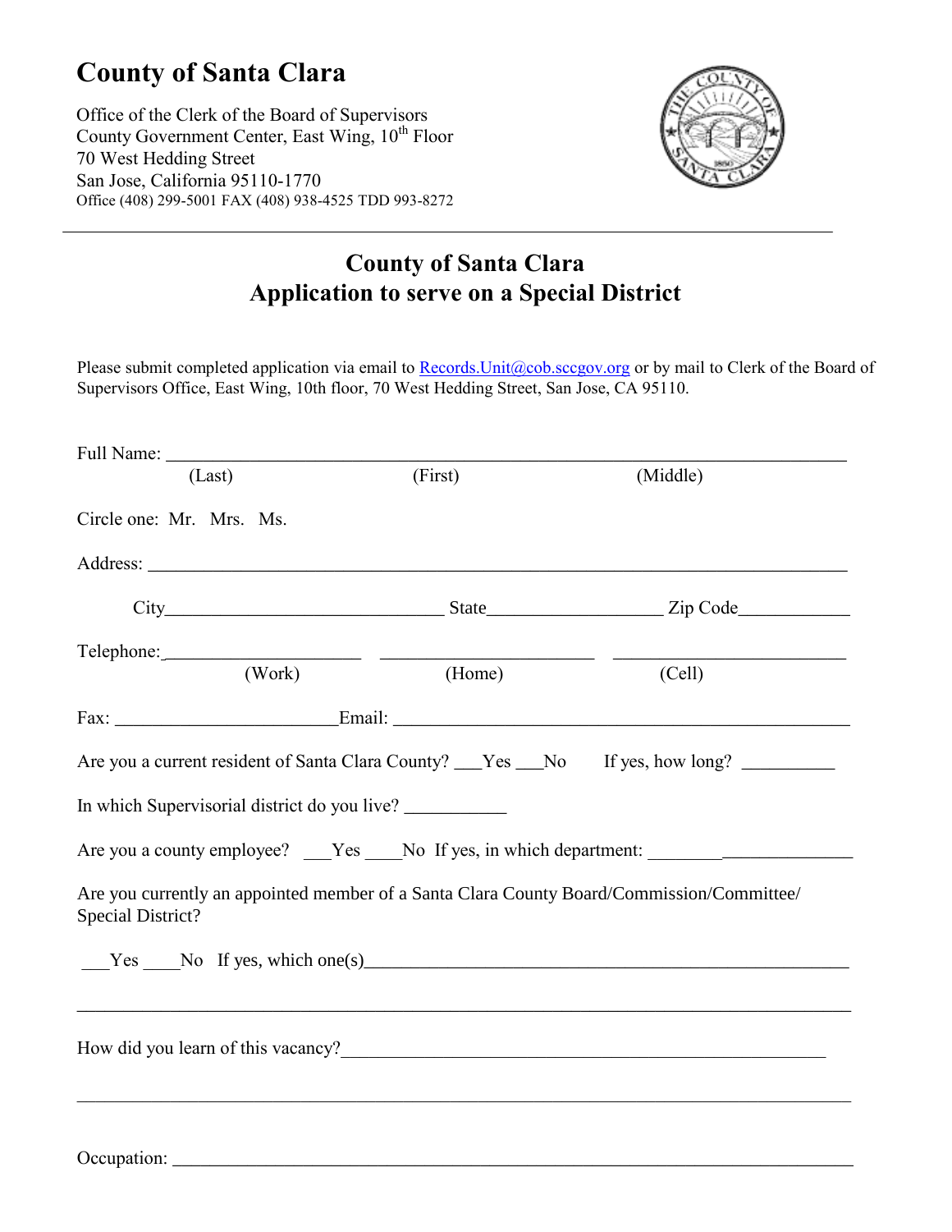# County of Santa Clara

Office of the Clerk of the Board of Supervisors
County Government Center, East Wing, 10th Floor
70 West Hedding Street
San Jose, California 95110-1770
Office (408) 299-5001 FAX (408) 938-4525 TDD 993-8272

---

## County of Santa Clara
## Application to serve on a Special District

Please submit completed application via email to [Records.Unit@cob.sccgov.org](mailto:Records.Unit@cob.sccgov.org) or by mail to Clerk of the Board of Supervisors Office, East Wing, 10th floor, 70 West Hedding Street, San Jose, CA 95110.

Full Name: ______________________________________________________________
(Last) (First) (Middle)

Circle one: Mr. Mrs. Ms.

Address: ______________________________________________________________

City______________________________ State__________________ Zip Code____________

Telephone:_____________________ ______________________ ________________________
(Work) (Home) (Cell)

Fax: _______________________Email: ____________________________________________

Are you a current resident of Santa Clara County? ___Yes ___No If yes, how long? __________

In which Supervisorial district do you live? ___________

Are you a county employee? ___Yes ____No If yes, in which department: _______________________

Are you currently an appointed member of a Santa Clara County Board/Commission/Committee/ Special District?

___Yes ____No If yes, which one(s)_______________________________________________________

___________________________________________________________________________________

How did you learn of this vacancy?_______________________________________________________

___________________________________________________________________________________

Occupation: ______________________________________________________________________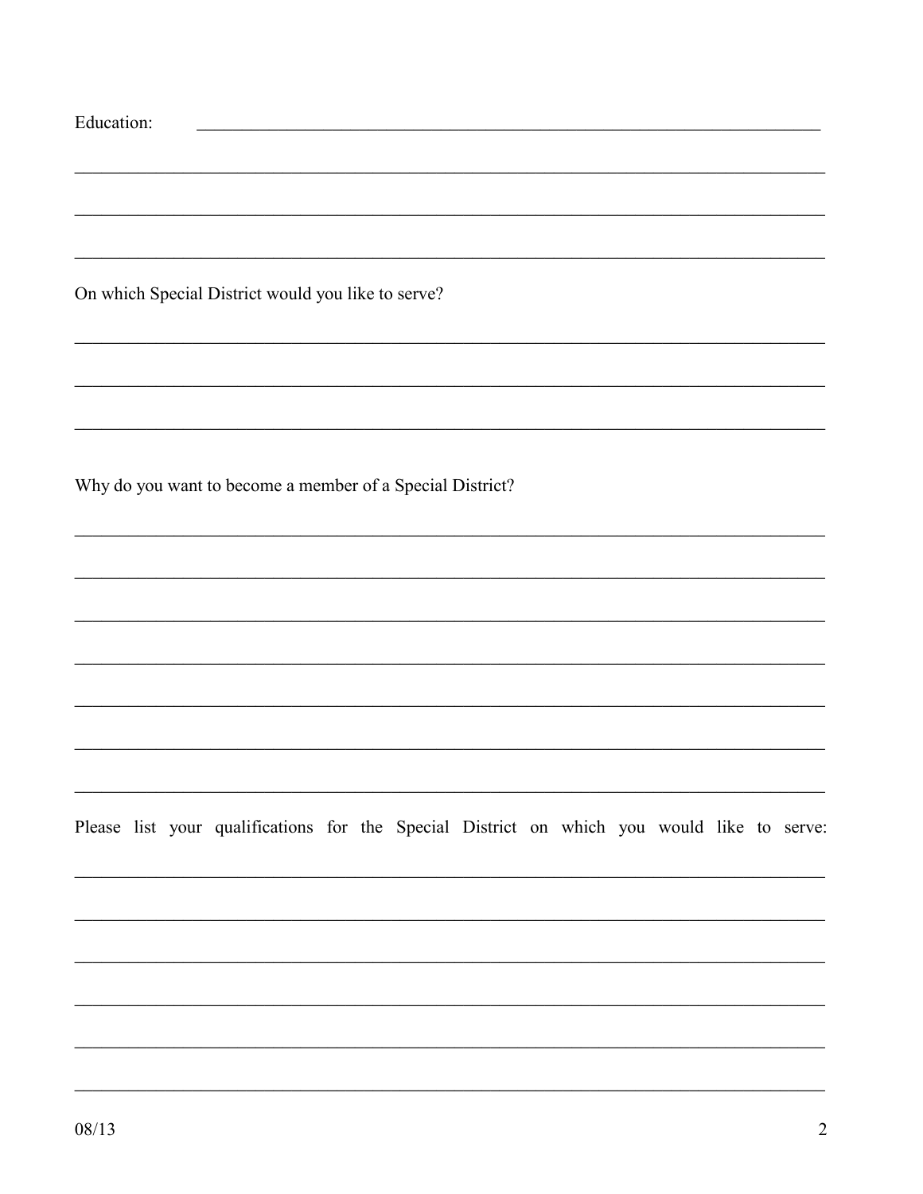Education: ____________________________________________________________________

________________________________________________________________________________

________________________________________________________________________________

________________________________________________________________________________

On which Special District would you like to serve?

________________________________________________________________________________

________________________________________________________________________________

________________________________________________________________________________

Why do you want to become a member of a Special District?

________________________________________________________________________________

________________________________________________________________________________

________________________________________________________________________________

________________________________________________________________________________

________________________________________________________________________________

________________________________________________________________________________

________________________________________________________________________________

Please list your qualifications for the Special District on which you would like to serve:

________________________________________________________________________________

________________________________________________________________________________

________________________________________________________________________________

________________________________________________________________________________

________________________________________________________________________________

________________________________________________________________________________

08/13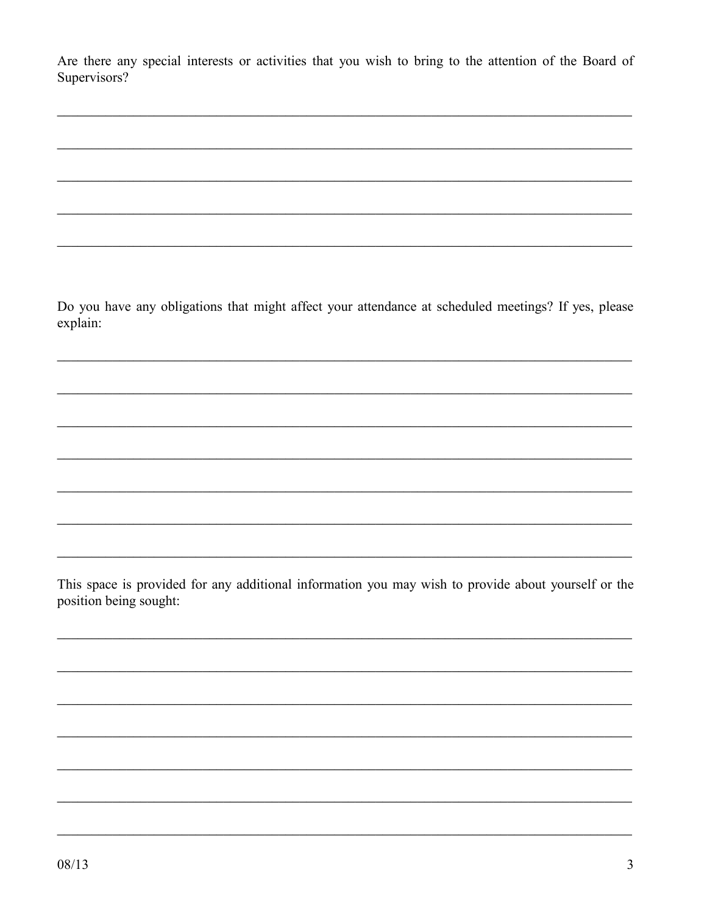Are there any special interests or activities that you wish to bring to the attention of the Board of Supervisors?

\_\_\_\_\_\_\_\_\_\_\_\_\_\_\_\_\_\_\_\_\_\_\_\_\_\_\_\_\_\_\_\_\_\_\_\_\_\_\_\_\_\_\_\_\_\_\_\_\_\_\_\_\_\_\_\_\_\_\_\_\_\_\_\_\_\_\_\_\_\_\_\_\_\_\_\_

\_\_\_\_\_\_\_\_\_\_\_\_\_\_\_\_\_\_\_\_\_\_\_\_\_\_\_\_\_\_\_\_\_\_\_\_\_\_\_\_\_\_\_\_\_\_\_\_\_\_\_\_\_\_\_\_\_\_\_\_\_\_\_\_\_\_\_\_\_\_\_\_\_\_\_\_

\_\_\_\_\_\_\_\_\_\_\_\_\_\_\_\_\_\_\_\_\_\_\_\_\_\_\_\_\_\_\_\_\_\_\_\_\_\_\_\_\_\_\_\_\_\_\_\_\_\_\_\_\_\_\_\_\_\_\_\_\_\_\_\_\_\_\_\_\_\_\_\_\_\_\_\_

\_\_\_\_\_\_\_\_\_\_\_\_\_\_\_\_\_\_\_\_\_\_\_\_\_\_\_\_\_\_\_\_\_\_\_\_\_\_\_\_\_\_\_\_\_\_\_\_\_\_\_\_\_\_\_\_\_\_\_\_\_\_\_\_\_\_\_\_\_\_\_\_\_\_\_\_

\_\_\_\_\_\_\_\_\_\_\_\_\_\_\_\_\_\_\_\_\_\_\_\_\_\_\_\_\_\_\_\_\_\_\_\_\_\_\_\_\_\_\_\_\_\_\_\_\_\_\_\_\_\_\_\_\_\_\_\_\_\_\_\_\_\_\_\_\_\_\_\_\_\_\_\_

Do you have any obligations that might affect your attendance at scheduled meetings? If yes, please explain:

\_\_\_\_\_\_\_\_\_\_\_\_\_\_\_\_\_\_\_\_\_\_\_\_\_\_\_\_\_\_\_\_\_\_\_\_\_\_\_\_\_\_\_\_\_\_\_\_\_\_\_\_\_\_\_\_\_\_\_\_\_\_\_\_\_\_\_\_\_\_\_\_\_\_\_\_

\_\_\_\_\_\_\_\_\_\_\_\_\_\_\_\_\_\_\_\_\_\_\_\_\_\_\_\_\_\_\_\_\_\_\_\_\_\_\_\_\_\_\_\_\_\_\_\_\_\_\_\_\_\_\_\_\_\_\_\_\_\_\_\_\_\_\_\_\_\_\_\_\_\_\_\_

\_\_\_\_\_\_\_\_\_\_\_\_\_\_\_\_\_\_\_\_\_\_\_\_\_\_\_\_\_\_\_\_\_\_\_\_\_\_\_\_\_\_\_\_\_\_\_\_\_\_\_\_\_\_\_\_\_\_\_\_\_\_\_\_\_\_\_\_\_\_\_\_\_\_\_\_

\_\_\_\_\_\_\_\_\_\_\_\_\_\_\_\_\_\_\_\_\_\_\_\_\_\_\_\_\_\_\_\_\_\_\_\_\_\_\_\_\_\_\_\_\_\_\_\_\_\_\_\_\_\_\_\_\_\_\_\_\_\_\_\_\_\_\_\_\_\_\_\_\_\_\_\_

\_\_\_\_\_\_\_\_\_\_\_\_\_\_\_\_\_\_\_\_\_\_\_\_\_\_\_\_\_\_\_\_\_\_\_\_\_\_\_\_\_\_\_\_\_\_\_\_\_\_\_\_\_\_\_\_\_\_\_\_\_\_\_\_\_\_\_\_\_\_\_\_\_\_\_\_

\_\_\_\_\_\_\_\_\_\_\_\_\_\_\_\_\_\_\_\_\_\_\_\_\_\_\_\_\_\_\_\_\_\_\_\_\_\_\_\_\_\_\_\_\_\_\_\_\_\_\_\_\_\_\_\_\_\_\_\_\_\_\_\_\_\_\_\_\_\_\_\_\_\_\_\_

\_\_\_\_\_\_\_\_\_\_\_\_\_\_\_\_\_\_\_\_\_\_\_\_\_\_\_\_\_\_\_\_\_\_\_\_\_\_\_\_\_\_\_\_\_\_\_\_\_\_\_\_\_\_\_\_\_\_\_\_\_\_\_\_\_\_\_\_\_\_\_\_\_\_\_\_

This space is provided for any additional information you may wish to provide about yourself or the position being sought:

\_\_\_\_\_\_\_\_\_\_\_\_\_\_\_\_\_\_\_\_\_\_\_\_\_\_\_\_\_\_\_\_\_\_\_\_\_\_\_\_\_\_\_\_\_\_\_\_\_\_\_\_\_\_\_\_\_\_\_\_\_\_\_\_\_\_\_\_\_\_\_\_\_\_\_\_

\_\_\_\_\_\_\_\_\_\_\_\_\_\_\_\_\_\_\_\_\_\_\_\_\_\_\_\_\_\_\_\_\_\_\_\_\_\_\_\_\_\_\_\_\_\_\_\_\_\_\_\_\_\_\_\_\_\_\_\_\_\_\_\_\_\_\_\_\_\_\_\_\_\_\_\_

\_\_\_\_\_\_\_\_\_\_\_\_\_\_\_\_\_\_\_\_\_\_\_\_\_\_\_\_\_\_\_\_\_\_\_\_\_\_\_\_\_\_\_\_\_\_\_\_\_\_\_\_\_\_\_\_\_\_\_\_\_\_\_\_\_\_\_\_\_\_\_\_\_\_\_\_

\_\_\_\_\_\_\_\_\_\_\_\_\_\_\_\_\_\_\_\_\_\_\_\_\_\_\_\_\_\_\_\_\_\_\_\_\_\_\_\_\_\_\_\_\_\_\_\_\_\_\_\_\_\_\_\_\_\_\_\_\_\_\_\_\_\_\_\_\_\_\_\_\_\_\_\_

\_\_\_\_\_\_\_\_\_\_\_\_\_\_\_\_\_\_\_\_\_\_\_\_\_\_\_\_\_\_\_\_\_\_\_\_\_\_\_\_\_\_\_\_\_\_\_\_\_\_\_\_\_\_\_\_\_\_\_\_\_\_\_\_\_\_\_\_\_\_\_\_\_\_\_\_

\_\_\_\_\_\_\_\_\_\_\_\_\_\_\_\_\_\_\_\_\_\_\_\_\_\_\_\_\_\_\_\_\_\_\_\_\_\_\_\_\_\_\_\_\_\_\_\_\_\_\_\_\_\_\_\_\_\_\_\_\_\_\_\_\_\_\_\_\_\_\_\_\_\_\_\_

\_\_\_\_\_\_\_\_\_\_\_\_\_\_\_\_\_\_\_\_\_\_\_\_\_\_\_\_\_\_\_\_\_\_\_\_\_\_\_\_\_\_\_\_\_\_\_\_\_\_\_\_\_\_\_\_\_\_\_\_\_\_\_\_\_\_\_\_\_\_\_\_\_\_\_\_

08/13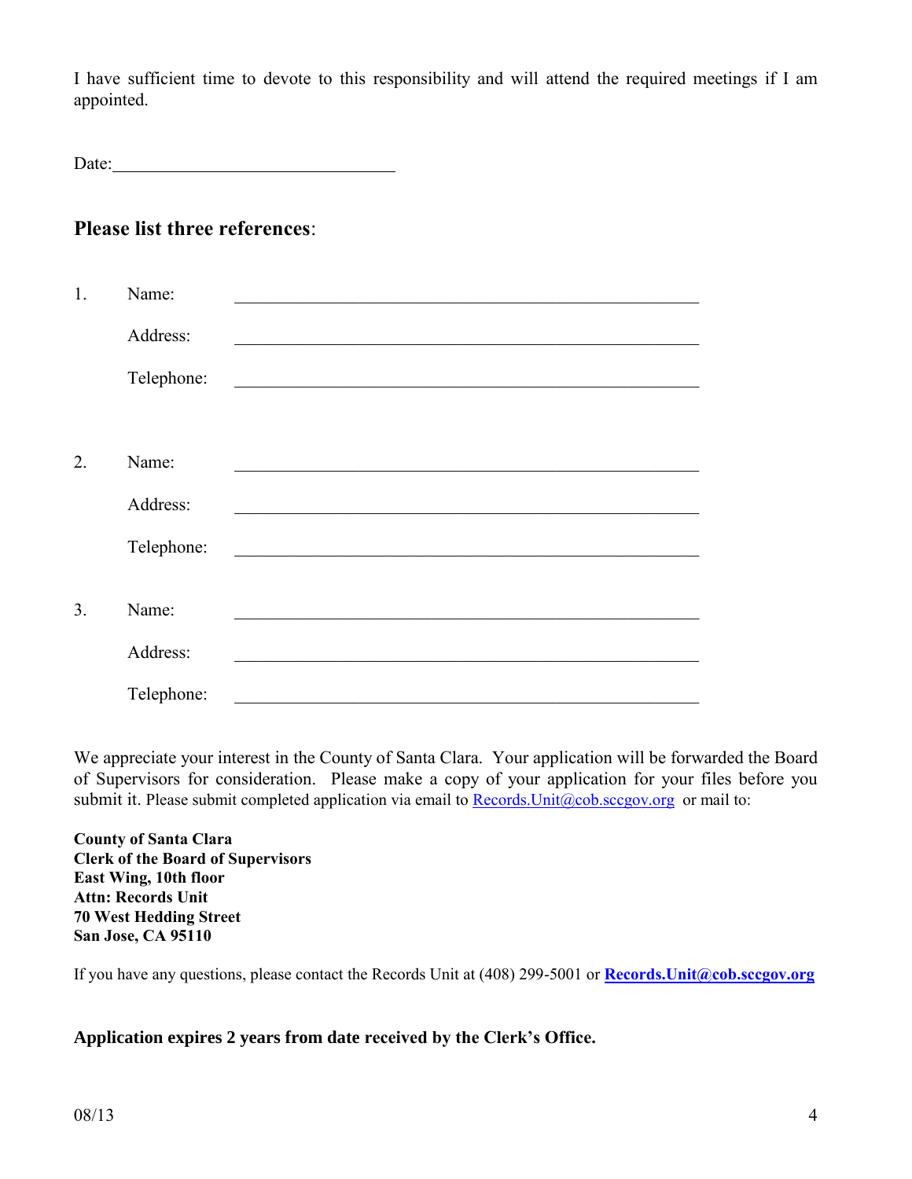I have sufficient time to devote to this responsibility and will attend the required meetings if I am appointed.

Date:_______________________________

## Please list three references:

1. Name: _______________________________________________

   Address: _______________________________________________

   Telephone: _______________________________________________

2. Name: _______________________________________________

   Address: _______________________________________________

   Telephone: _______________________________________________

3. Name: _______________________________________________

   Address: _______________________________________________

   Telephone: _______________________________________________

We appreciate your interest in the County of Santa Clara. Your application will be forwarded the Board of Supervisors for consideration. Please make a copy of your application for your files before you submit it. Please submit completed application via email to Records.Unit@cob.sccgov.org or mail to:

**County of Santa Clara**
**Clerk of the Board of Supervisors**
**East Wing, 10th floor**
**Attn: Records Unit**
**70 West Hedding Street**
**San Jose, CA 95110**

If you have any questions, please contact the Records Unit at (408) 299-5001 or **Records.Unit@cob.sccgov.org**

**Application expires 2 years from date received by the Clerk's Office.**

08/13